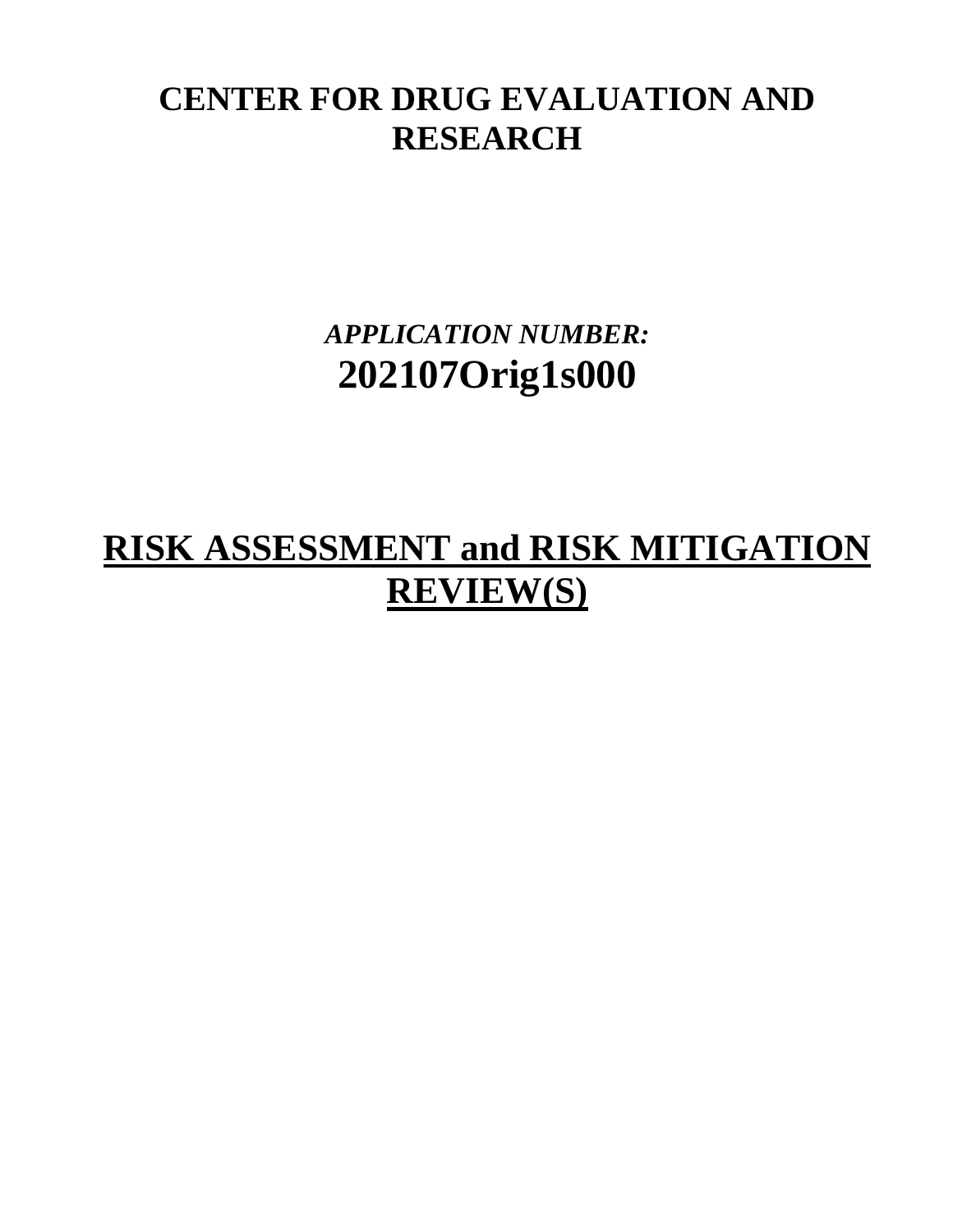# CENTER FOR DRUG EVALUATION AND RESEARCH

*APPLICATION NUMBER:*

**202107Orig1s000**

# RISK ASSESSMENT and RISK MITIGATION REVIEW(S)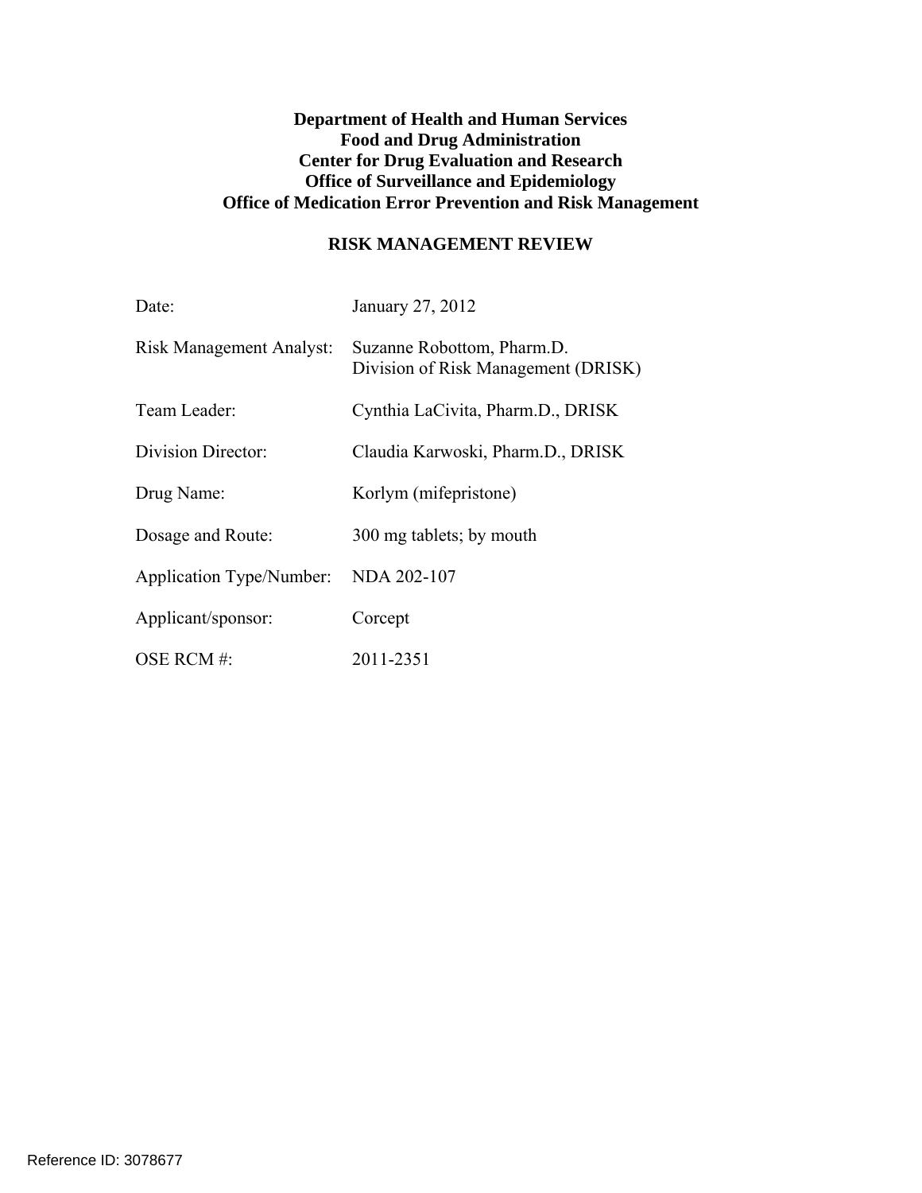**Department of Health and Human Services**
**Food and Drug Administration**
**Center for Drug Evaluation and Research**
**Office of Surveillance and Epidemiology**
**Office of Medication Error Prevention and Risk Management**

# RISK MANAGEMENT REVIEW

| | |
|---|---|
| Date: | January 27, 2012 |
| Risk Management Analyst: | Suzanne Robottom, Pharm.D.<br>Division of Risk Management (DRISK) |
| Team Leader: | Cynthia LaCivita, Pharm.D., DRISK |
| Division Director: | Claudia Karwoski, Pharm.D., DRISK |
| Drug Name: | Korlym (mifepristone) |
| Dosage and Route: | 300 mg tablets; by mouth |
| Application Type/Number: | NDA 202-107 |
| Applicant/sponsor: | Corcept |
| OSE RCM #: | 2011-2351 |

Reference ID: 3078677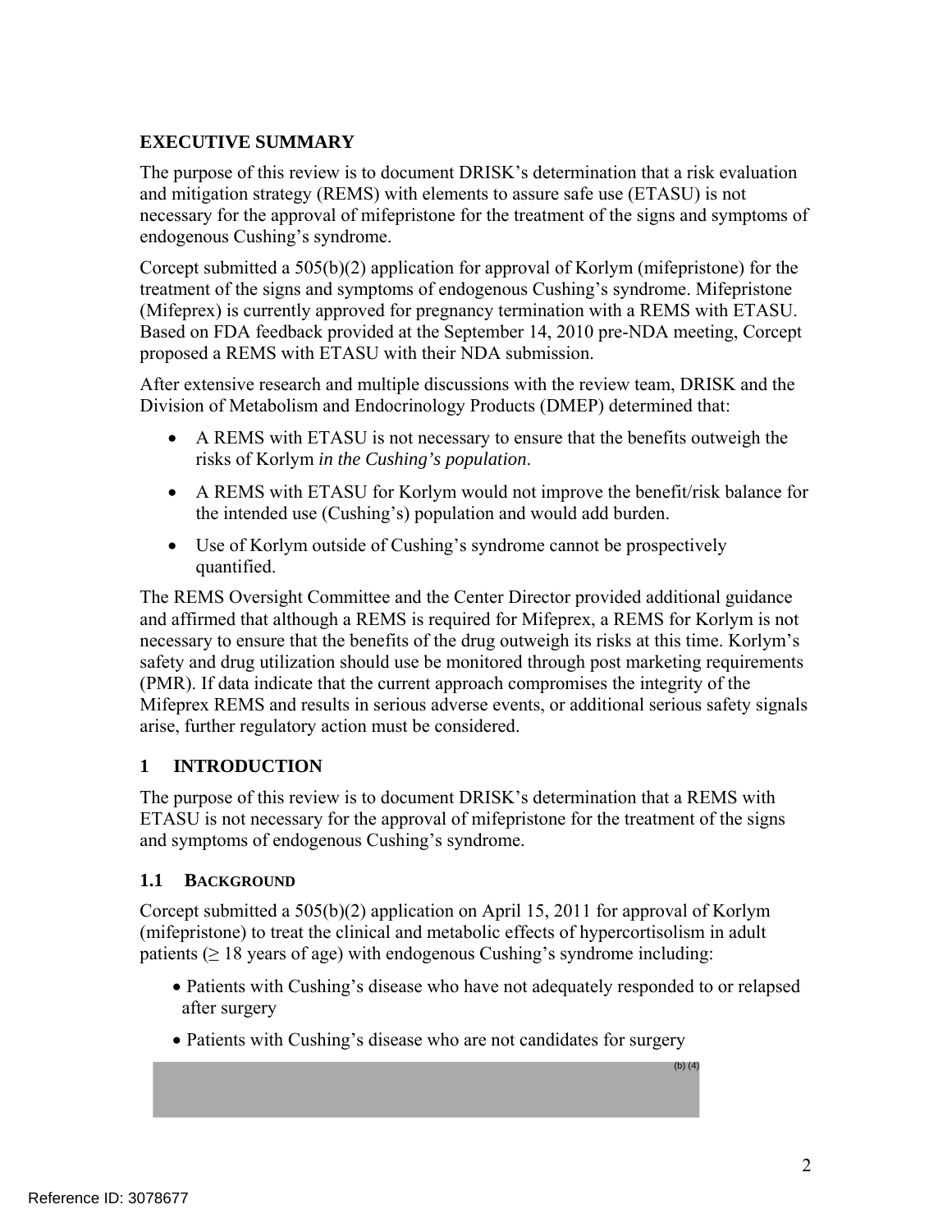## EXECUTIVE SUMMARY

The purpose of this review is to document DRISK's determination that a risk evaluation and mitigation strategy (REMS) with elements to assure safe use (ETASU) is not necessary for the approval of mifepristone for the treatment of the signs and symptoms of endogenous Cushing's syndrome.

Corcept submitted a 505(b)(2) application for approval of Korlym (mifepristone) for the treatment of the signs and symptoms of endogenous Cushing's syndrome. Mifepristone (Mifeprex) is currently approved for pregnancy termination with a REMS with ETASU. Based on FDA feedback provided at the September 14, 2010 pre-NDA meeting, Corcept proposed a REMS with ETASU with their NDA submission.

After extensive research and multiple discussions with the review team, DRISK and the Division of Metabolism and Endocrinology Products (DMEP) determined that:

- A REMS with ETASU is not necessary to ensure that the benefits outweigh the risks of Korlym *in the Cushing's population*.
- A REMS with ETASU for Korlym would not improve the benefit/risk balance for the intended use (Cushing's) population and would add burden.
- Use of Korlym outside of Cushing's syndrome cannot be prospectively quantified.

The REMS Oversight Committee and the Center Director provided additional guidance and affirmed that although a REMS is required for Mifeprex, a REMS for Korlym is not necessary to ensure that the benefits of the drug outweigh its risks at this time. Korlym's safety and drug utilization should use be monitored through post marketing requirements (PMR). If data indicate that the current approach compromises the integrity of the Mifeprex REMS and results in serious adverse events, or additional serious safety signals arise, further regulatory action must be considered.

## 1 INTRODUCTION

The purpose of this review is to document DRISK's determination that a REMS with ETASU is not necessary for the approval of mifepristone for the treatment of the signs and symptoms of endogenous Cushing's syndrome.

### 1.1 BACKGROUND

Corcept submitted a 505(b)(2) application on April 15, 2011 for approval of Korlym (mifepristone) to treat the clinical and metabolic effects of hypercortisolism in adult patients (≥ 18 years of age) with endogenous Cushing's syndrome including:

- Patients with Cushing's disease who have not adequately responded to or relapsed after surgery
- Patients with Cushing's disease who are not candidates for surgery

(b) (4)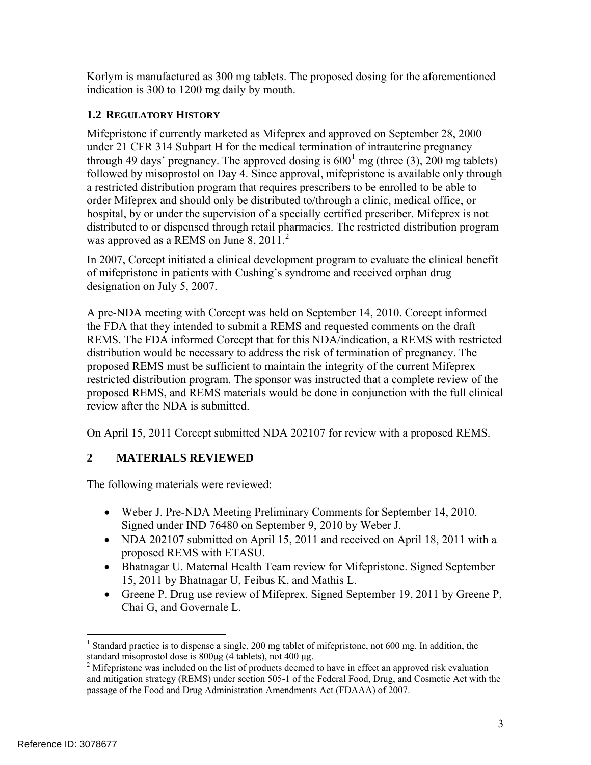Korlym is manufactured as 300 mg tablets. The proposed dosing for the aforementioned indication is 300 to 1200 mg daily by mouth.

### 1.2 REGULATORY HISTORY

Mifepristone if currently marketed as Mifeprex and approved on September 28, 2000 under 21 CFR 314 Subpart H for the medical termination of intrauterine pregnancy through 49 days' pregnancy. The approved dosing is 600[1] mg (three (3), 200 mg tablets) followed by misoprostol on Day 4. Since approval, mifepristone is available only through a restricted distribution program that requires prescribers to be enrolled to be able to order Mifeprex and should only be distributed to/through a clinic, medical office, or hospital, by or under the supervision of a specially certified prescriber. Mifeprex is not distributed to or dispensed through retail pharmacies. The restricted distribution program was approved as a REMS on June 8, 2011.[2]

In 2007, Corcept initiated a clinical development program to evaluate the clinical benefit of mifepristone in patients with Cushing's syndrome and received orphan drug designation on July 5, 2007.

A pre-NDA meeting with Corcept was held on September 14, 2010. Corcept informed the FDA that they intended to submit a REMS and requested comments on the draft REMS. The FDA informed Corcept that for this NDA/indication, a REMS with restricted distribution would be necessary to address the risk of termination of pregnancy. The proposed REMS must be sufficient to maintain the integrity of the current Mifeprex restricted distribution program. The sponsor was instructed that a complete review of the proposed REMS, and REMS materials would be done in conjunction with the full clinical review after the NDA is submitted.

On April 15, 2011 Corcept submitted NDA 202107 for review with a proposed REMS.

## 2 MATERIALS REVIEWED

The following materials were reviewed:

- Weber J. Pre-NDA Meeting Preliminary Comments for September 14, 2010. Signed under IND 76480 on September 9, 2010 by Weber J.
- NDA 202107 submitted on April 15, 2011 and received on April 18, 2011 with a proposed REMS with ETASU.
- Bhatnagar U. Maternal Health Team review for Mifepristone. Signed September 15, 2011 by Bhatnagar U, Feibus K, and Mathis L.
- Greene P. Drug use review of Mifeprex. Signed September 19, 2011 by Greene P, Chai G, and Governale L.

---

[1] Standard practice is to dispense a single, 200 mg tablet of mifepristone, not 600 mg. In addition, the standard misoprostol dose is 800µg (4 tablets), not 400 µg.

[2] Mifepristone was included on the list of products deemed to have in effect an approved risk evaluation and mitigation strategy (REMS) under section 505-1 of the Federal Food, Drug, and Cosmetic Act with the passage of the Food and Drug Administration Amendments Act (FDAAA) of 2007.

Reference ID: 3078677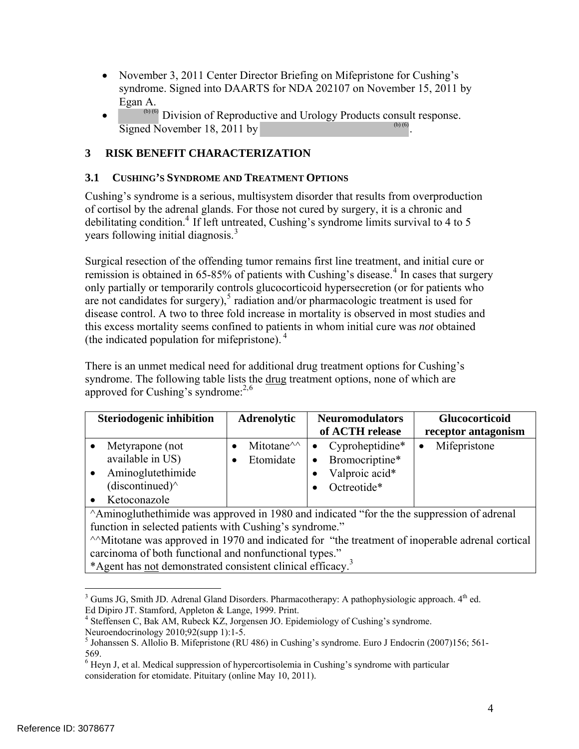- November 3, 2011 Center Director Briefing on Mifepristone for Cushing's syndrome. Signed into DAARTS for NDA 202107 on November 15, 2011 by Egan A.
- (b) (6) Division of Reproductive and Urology Products consult response. Signed November 18, 2011 by (b) (6).

# 3 RISK BENEFIT CHARACTERIZATION

## 3.1 CUSHING'S SYNDROME AND TREATMENT OPTIONS

Cushing's syndrome is a serious, multisystem disorder that results from overproduction of cortisol by the adrenal glands. For those not cured by surgery, it is a chronic and debilitating condition.[4] If left untreated, Cushing's syndrome limits survival to 4 to 5 years following initial diagnosis.[3]

Surgical resection of the offending tumor remains first line treatment, and initial cure or remission is obtained in 65-85% of patients with Cushing's disease.[4] In cases that surgery only partially or temporarily controls glucocorticoid hypersecretion (or for patients who are not candidates for surgery),[5] radiation and/or pharmacologic treatment is used for disease control. A two to three fold increase in mortality is observed in most studies and this excess mortality seems confined to patients in whom initial cure was *not* obtained (the indicated population for mifepristone).[4]

There is an unmet medical need for additional drug treatment options for Cushing's syndrome. The following table lists the drug treatment options, none of which are approved for Cushing's syndrome:[2,6]

| Steriodogenic inhibition | Adrenolytic | Neuromodulators of ACTH release | Glucocorticoid receptor antagonism |
|---|---|---|---|
| • Metyrapone (not available in US)<br>• Aminoglutethimide (discontinued)^<br>• Ketoconazole | • Mitotane^^<br>• Etomidate | • Cyproheptidine*<br>• Bromocriptine*<br>• Valproic acid*<br>• Octreotide* | • Mifepristone |
| ^Aminogluthethimide was approved in 1980 and indicated "for the the suppression of adrenal function in selected patients with Cushing's syndrome."<br>^^Mitotane was approved in 1970 and indicated for "the treatment of inoperable adrenal cortical carcinoma of both functional and nonfunctional types."<br>*Agent has not demonstrated consistent clinical efficacy.[3] | | | |

---

[3] Gums JG, Smith JD. Adrenal Gland Disorders. Pharmacotherapy: A pathophysiologic approach. 4th ed. Ed Dipiro JT. Stamford, Appleton & Lange, 1999. Print.

[4] Steffensen C, Bak AM, Rubeck KZ, Jorgensen JO. Epidemiology of Cushing's syndrome. Neuroendocrinology 2010;92(supp 1):1-5.

[5] Johanssen S. Allolio B. Mifepristone (RU 486) in Cushing's syndrome. Euro J Endocrin (2007)156; 561-569.

[6] Heyn J, et al. Medical suppression of hypercortisolemia in Cushing's syndrome with particular consideration for etomidate. Pituitary (online May 10, 2011).

Reference ID: 3078677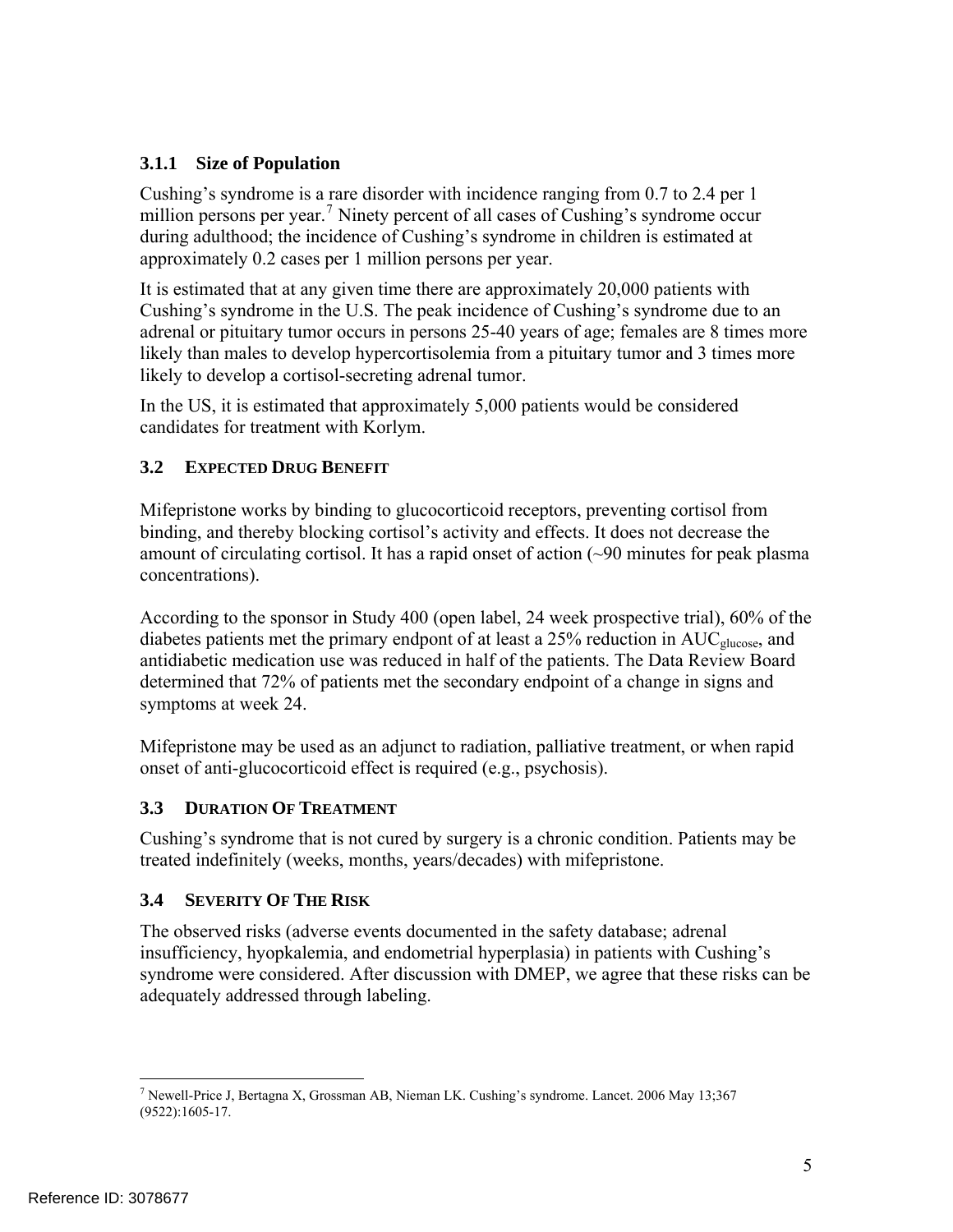### 3.1.1 Size of Population

Cushing's syndrome is a rare disorder with incidence ranging from 0.7 to 2.4 per 1 million persons per year.[7] Ninety percent of all cases of Cushing's syndrome occur during adulthood; the incidence of Cushing's syndrome in children is estimated at approximately 0.2 cases per 1 million persons per year.

It is estimated that at any given time there are approximately 20,000 patients with Cushing's syndrome in the U.S. The peak incidence of Cushing's syndrome due to an adrenal or pituitary tumor occurs in persons 25-40 years of age; females are 8 times more likely than males to develop hypercortisolemia from a pituitary tumor and 3 times more likely to develop a cortisol-secreting adrenal tumor.

In the US, it is estimated that approximately 5,000 patients would be considered candidates for treatment with Korlym.

## 3.2 EXPECTED DRUG BENEFIT

Mifepristone works by binding to glucocorticoid receptors, preventing cortisol from binding, and thereby blocking cortisol's activity and effects. It does not decrease the amount of circulating cortisol. It has a rapid onset of action (~90 minutes for peak plasma concentrations).

According to the sponsor in Study 400 (open label, 24 week prospective trial), 60% of the diabetes patients met the primary endpont of at least a 25% reduction in $AUC_{glucose}$, and antidiabetic medication use was reduced in half of the patients. The Data Review Board determined that 72% of patients met the secondary endpoint of a change in signs and symptoms at week 24.

Mifepristone may be used as an adjunct to radiation, palliative treatment, or when rapid onset of anti-glucocorticoid effect is required (e.g., psychosis).

## 3.3 DURATION OF TREATMENT

Cushing's syndrome that is not cured by surgery is a chronic condition. Patients may be treated indefinitely (weeks, months, years/decades) with mifepristone.

## 3.4 SEVERITY OF THE RISK

The observed risks (adverse events documented in the safety database; adrenal insufficiency, hyopkalemia, and endometrial hyperplasia) in patients with Cushing's syndrome were considered. After discussion with DMEP, we agree that these risks can be adequately addressed through labeling.

---

[7] Newell-Price J, Bertagna X, Grossman AB, Nieman LK. Cushing's syndrome. Lancet. 2006 May 13;367 (9522):1605-17.

Reference ID: 3078677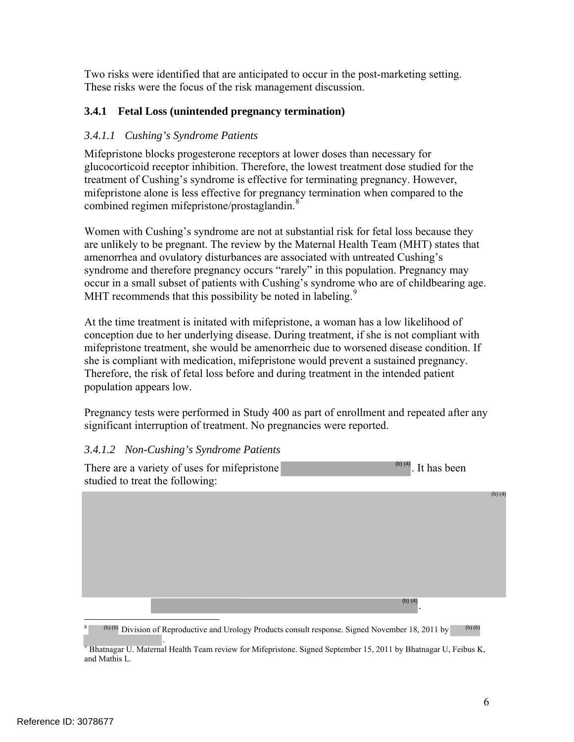Two risks were identified that are anticipated to occur in the post-marketing setting. These risks were the focus of the risk management discussion.

### 3.4.1 Fetal Loss (unintended pregnancy termination)

#### *3.4.1.1 Cushing's Syndrome Patients*

Mifepristone blocks progesterone receptors at lower doses than necessary for glucocorticoid receptor inhibition. Therefore, the lowest treatment dose studied for the treatment of Cushing's syndrome is effective for terminating pregnancy. However, mifepristone alone is less effective for pregnancy termination when compared to the combined regimen mifepristone/prostaglandin.[8]

Women with Cushing's syndrome are not at substantial risk for fetal loss because they are unlikely to be pregnant. The review by the Maternal Health Team (MHT) states that amenorrhea and ovulatory disturbances are associated with untreated Cushing's syndrome and therefore pregnancy occurs "rarely" in this population. Pregnancy may occur in a small subset of patients with Cushing's syndrome who are of childbearing age. MHT recommends that this possibility be noted in labeling.[9]

At the time treatment is initated with mifepristone, a woman has a low likelihood of conception due to her underlying disease. During treatment, if she is not compliant with mifepristone treatment, she would be amenorrheic due to worsened disease condition. If she is compliant with medication, mifepristone would prevent a sustained pregnancy. Therefore, the risk of fetal loss before and during treatment in the intended patient population appears low.

Pregnancy tests were performed in Study 400 as part of enrollment and repeated after any significant interruption of treatment. No pregnancies were reported.

#### *3.4.1.2 Non-Cushing's Syndrome Patients*

There are a variety of uses for mifepristone (b) (4). It has been studied to treat the following:

(b) (4)

(b) (4).

---

8 (b) (6) Division of Reproductive and Urology Products consult response. Signed November 18, 2011 by (b) (6).

9 Bhatnagar U. Maternal Health Team review for Mifepristone. Signed September 15, 2011 by Bhatnagar U, Feibus K, and Mathis L.

Reference ID: 3078677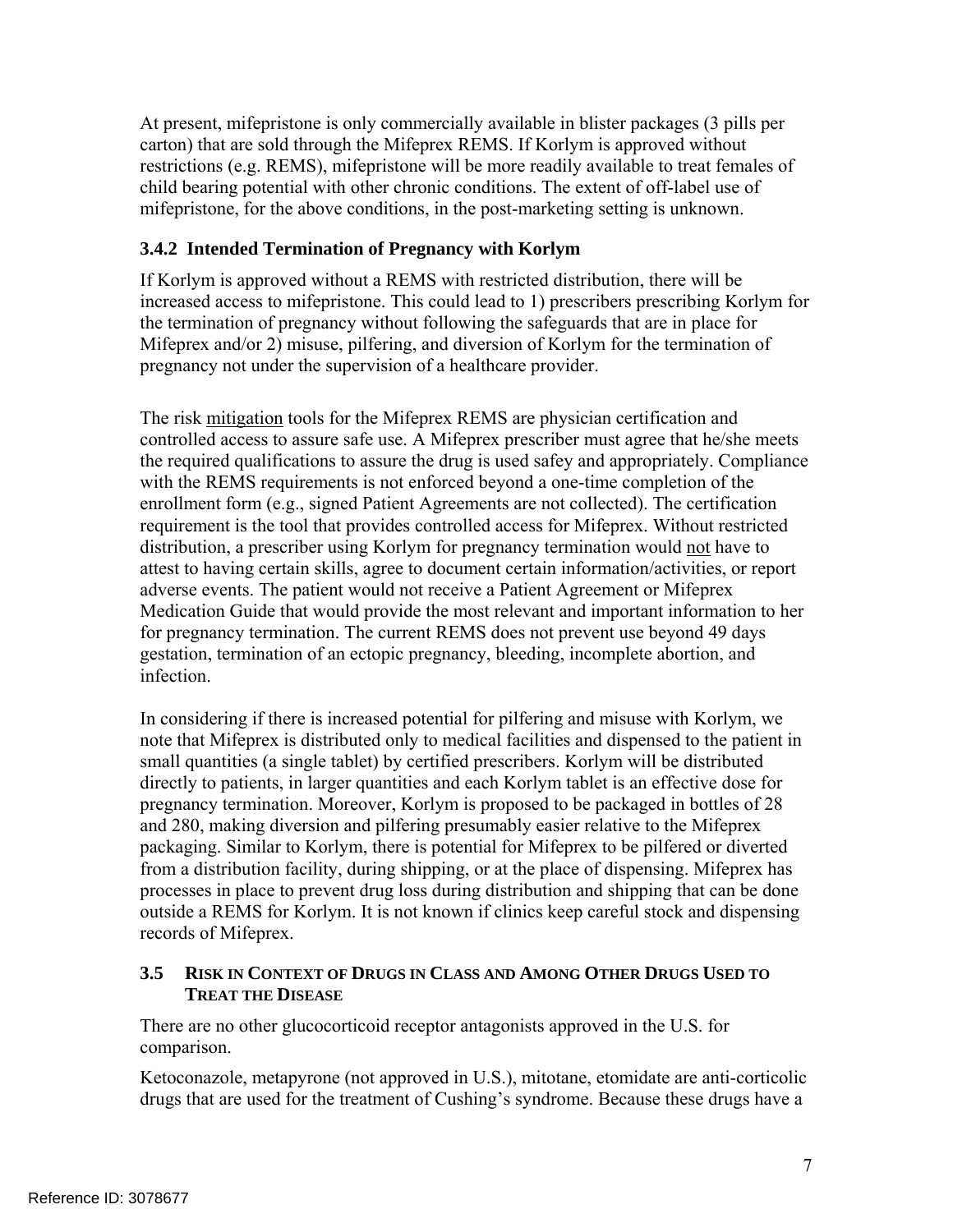At present, mifepristone is only commercially available in blister packages (3 pills per carton) that are sold through the Mifeprex REMS. If Korlym is approved without restrictions (e.g. REMS), mifepristone will be more readily available to treat females of child bearing potential with other chronic conditions. The extent of off-label use of mifepristone, for the above conditions, in the post-marketing setting is unknown.

### 3.4.2 Intended Termination of Pregnancy with Korlym

If Korlym is approved without a REMS with restricted distribution, there will be increased access to mifepristone. This could lead to 1) prescribers prescribing Korlym for the termination of pregnancy without following the safeguards that are in place for Mifeprex and/or 2) misuse, pilfering, and diversion of Korlym for the termination of pregnancy not under the supervision of a healthcare provider.

The risk <u>mitigation</u> tools for the Mifeprex REMS are physician certification and controlled access to assure safe use. A Mifeprex prescriber must agree that he/she meets the required qualifications to assure the drug is used safey and appropriately. Compliance with the REMS requirements is not enforced beyond a one-time completion of the enrollment form (e.g., signed Patient Agreements are not collected). The certification requirement is the tool that provides controlled access for Mifeprex. Without restricted distribution, a prescriber using Korlym for pregnancy termination would <u>not</u> have to attest to having certain skills, agree to document certain information/activities, or report adverse events. The patient would not receive a Patient Agreement or Mifeprex Medication Guide that would provide the most relevant and important information to her for pregnancy termination. The current REMS does not prevent use beyond 49 days gestation, termination of an ectopic pregnancy, bleeding, incomplete abortion, and infection.

In considering if there is increased potential for pilfering and misuse with Korlym, we note that Mifeprex is distributed only to medical facilities and dispensed to the patient in small quantities (a single tablet) by certified prescribers. Korlym will be distributed directly to patients, in larger quantities and each Korlym tablet is an effective dose for pregnancy termination. Moreover, Korlym is proposed to be packaged in bottles of 28 and 280, making diversion and pilfering presumably easier relative to the Mifeprex packaging. Similar to Korlym, there is potential for Mifeprex to be pilfered or diverted from a distribution facility, during shipping, or at the place of dispensing. Mifeprex has processes in place to prevent drug loss during distribution and shipping that can be done outside a REMS for Korlym. It is not known if clinics keep careful stock and dispensing records of Mifeprex.

## 3.5 Risk in Context of Drugs in Class and Among Other Drugs Used to Treat the Disease

There are no other glucocorticoid receptor antagonists approved in the U.S. for comparison.

Ketoconazole, metapyrone (not approved in U.S.), mitotane, etomidate are anti-corticolic drugs that are used for the treatment of Cushing's syndrome. Because these drugs have a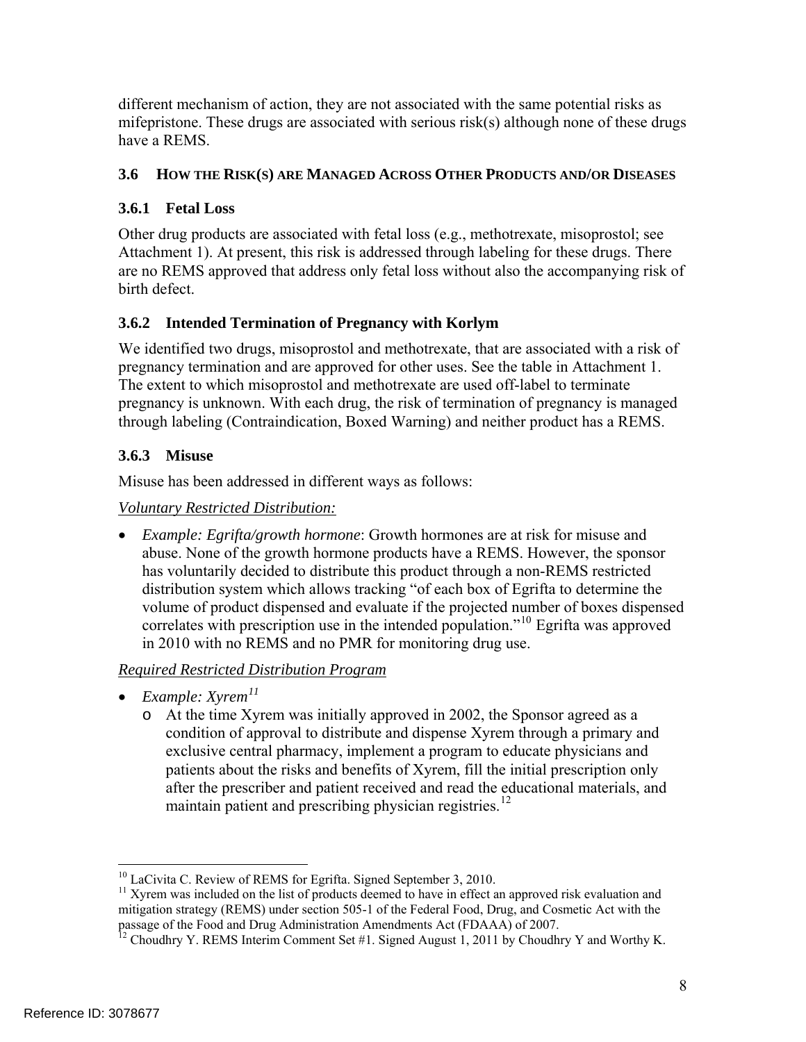different mechanism of action, they are not associated with the same potential risks as mifepristone. These drugs are associated with serious risk(s) although none of these drugs have a REMS.

### 3.6 How the Risk(s) are Managed Across Other Products and/or Diseases

#### 3.6.1 Fetal Loss

Other drug products are associated with fetal loss (e.g., methotrexate, misoprostol; see Attachment 1). At present, this risk is addressed through labeling for these drugs. There are no REMS approved that address only fetal loss without also the accompanying risk of birth defect.

#### 3.6.2 Intended Termination of Pregnancy with Korlym

We identified two drugs, misoprostol and methotrexate, that are associated with a risk of pregnancy termination and are approved for other uses. See the table in Attachment 1. The extent to which misoprostol and methotrexate are used off-label to terminate pregnancy is unknown. With each drug, the risk of termination of pregnancy is managed through labeling (Contraindication, Boxed Warning) and neither product has a REMS.

#### 3.6.3 Misuse

Misuse has been addressed in different ways as follows:

*Voluntary Restricted Distribution:*

- *Example: Egrifta/growth hormone*: Growth hormones are at risk for misuse and abuse. None of the growth hormone products have a REMS. However, the sponsor has voluntarily decided to distribute this product through a non-REMS restricted distribution system which allows tracking "of each box of Egrifta to determine the volume of product dispensed and evaluate if the projected number of boxes dispensed correlates with prescription use in the intended population."[10] Egrifta was approved in 2010 with no REMS and no PMR for monitoring drug use.

*Required Restricted Distribution Program*

- *Example: Xyrem*[11]
  - At the time Xyrem was initially approved in 2002, the Sponsor agreed as a condition of approval to distribute and dispense Xyrem through a primary and exclusive central pharmacy, implement a program to educate physicians and patients about the risks and benefits of Xyrem, fill the initial prescription only after the prescriber and patient received and read the educational materials, and maintain patient and prescribing physician registries.[12]

---

[10] LaCivita C. Review of REMS for Egrifta. Signed September 3, 2010.

[11] Xyrem was included on the list of products deemed to have in effect an approved risk evaluation and mitigation strategy (REMS) under section 505-1 of the Federal Food, Drug, and Cosmetic Act with the passage of the Food and Drug Administration Amendments Act (FDAAA) of 2007.

[12] Choudhry Y. REMS Interim Comment Set #1. Signed August 1, 2011 by Choudhry Y and Worthy K.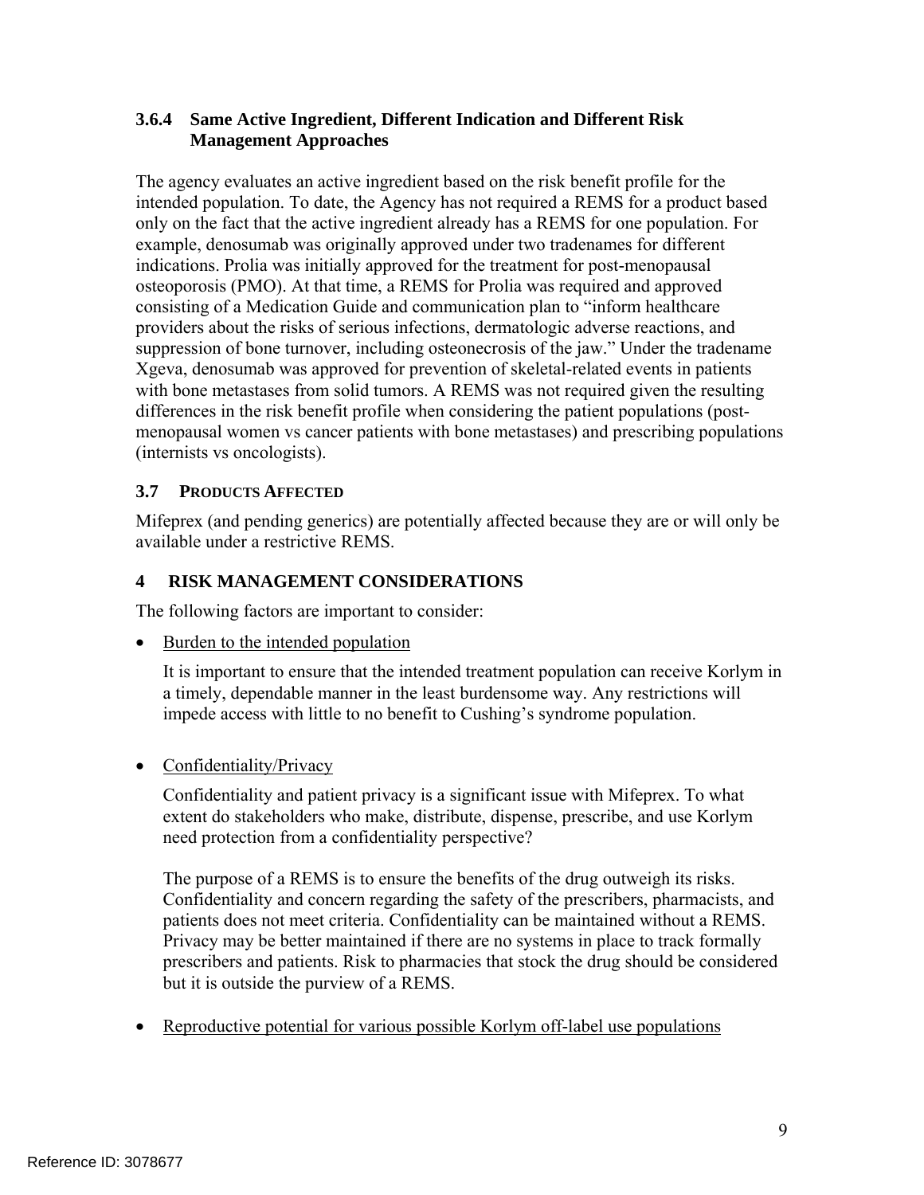### 3.6.4 Same Active Ingredient, Different Indication and Different Risk Management Approaches

The agency evaluates an active ingredient based on the risk benefit profile for the intended population. To date, the Agency has not required a REMS for a product based only on the fact that the active ingredient already has a REMS for one population. For example, denosumab was originally approved under two tradenames for different indications. Prolia was initially approved for the treatment for post-menopausal osteoporosis (PMO). At that time, a REMS for Prolia was required and approved consisting of a Medication Guide and communication plan to "inform healthcare providers about the risks of serious infections, dermatologic adverse reactions, and suppression of bone turnover, including osteonecrosis of the jaw." Under the tradename Xgeva, denosumab was approved for prevention of skeletal-related events in patients with bone metastases from solid tumors. A REMS was not required given the resulting differences in the risk benefit profile when considering the patient populations (post-menopausal women vs cancer patients with bone metastases) and prescribing populations (internists vs oncologists).

## 3.7 Products Affected

Mifeprex (and pending generics) are potentially affected because they are or will only be available under a restrictive REMS.

# 4 RISK MANAGEMENT CONSIDERATIONS

The following factors are important to consider:

- Burden to the intended population

  It is important to ensure that the intended treatment population can receive Korlym in a timely, dependable manner in the least burdensome way. Any restrictions will impede access with little to no benefit to Cushing's syndrome population.

- Confidentiality/Privacy

  Confidentiality and patient privacy is a significant issue with Mifeprex. To what extent do stakeholders who make, distribute, dispense, prescribe, and use Korlym need protection from a confidentiality perspective?

  The purpose of a REMS is to ensure the benefits of the drug outweigh its risks. Confidentiality and concern regarding the safety of the prescribers, pharmacists, and patients does not meet criteria. Confidentiality can be maintained without a REMS. Privacy may be better maintained if there are no systems in place to track formally prescribers and patients. Risk to pharmacies that stock the drug should be considered but it is outside the purview of a REMS.

- Reproductive potential for various possible Korlym off-label use populations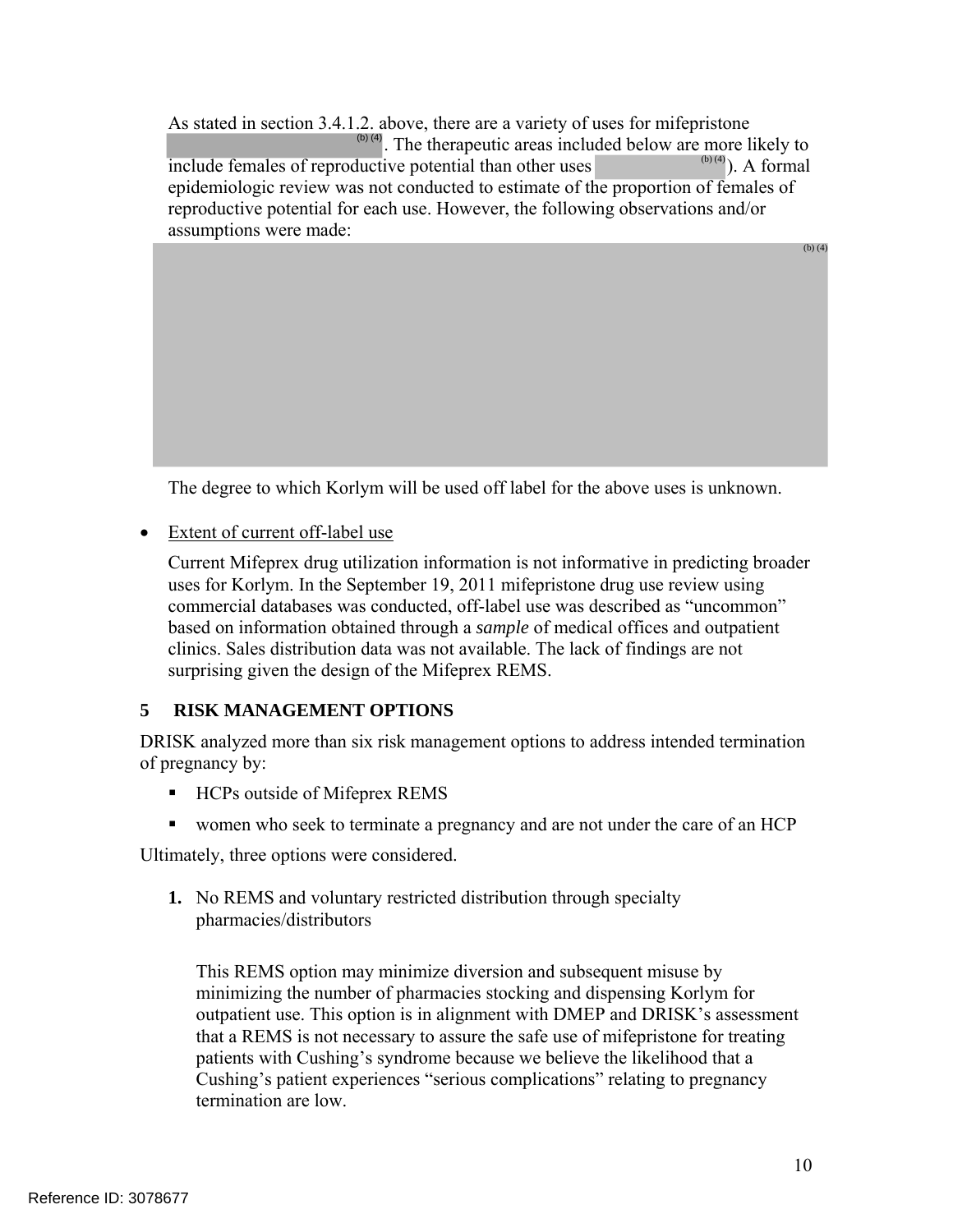As stated in section 3.4.1.2. above, there are a variety of uses for mifepristone (b) (4). The therapeutic areas included below are more likely to include females of reproductive potential than other uses (b) (4)). A formal epidemiologic review was not conducted to estimate of the proportion of females of reproductive potential for each use. However, the following observations and/or assumptions were made:

(b) (4)

The degree to which Korlym will be used off label for the above uses is unknown.

- Extent of current off-label use

  Current Mifeprex drug utilization information is not informative in predicting broader uses for Korlym. In the September 19, 2011 mifepristone drug use review using commercial databases was conducted, off-label use was described as "uncommon" based on information obtained through a *sample* of medical offices and outpatient clinics. Sales distribution data was not available. The lack of findings are not surprising given the design of the Mifeprex REMS.

## 5 RISK MANAGEMENT OPTIONS

DRISK analyzed more than six risk management options to address intended termination of pregnancy by:

- HCPs outside of Mifeprex REMS
- women who seek to terminate a pregnancy and are not under the care of an HCP

Ultimately, three options were considered.

1. No REMS and voluntary restricted distribution through specialty pharmacies/distributors

   This REMS option may minimize diversion and subsequent misuse by minimizing the number of pharmacies stocking and dispensing Korlym for outpatient use. This option is in alignment with DMEP and DRISK's assessment that a REMS is not necessary to assure the safe use of mifepristone for treating patients with Cushing's syndrome because we believe the likelihood that a Cushing's patient experiences "serious complications" relating to pregnancy termination are low.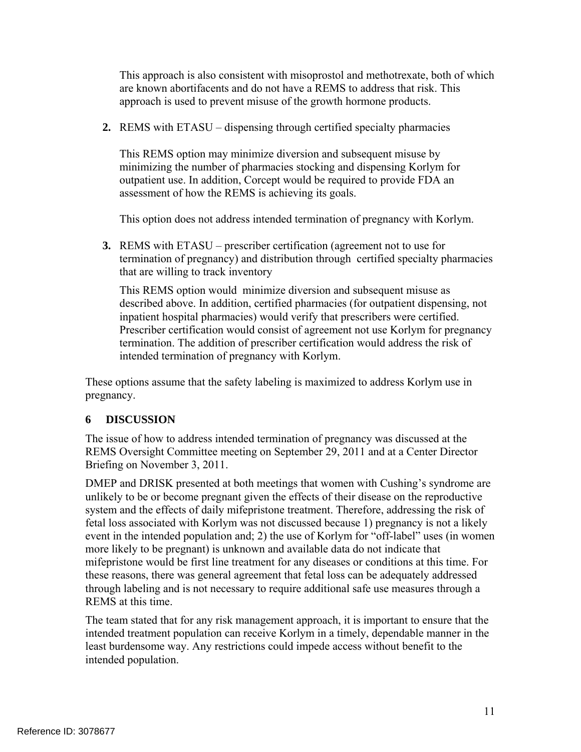This approach is also consistent with misoprostol and methotrexate, both of which are known abortifacents and do not have a REMS to address that risk. This approach is used to prevent misuse of the growth hormone products.

2. REMS with ETASU – dispensing through certified specialty pharmacies

 This REMS option may minimize diversion and subsequent misuse by minimizing the number of pharmacies stocking and dispensing Korlym for outpatient use. In addition, Corcept would be required to provide FDA an assessment of how the REMS is achieving its goals.

 This option does not address intended termination of pregnancy with Korlym.

3. REMS with ETASU – prescriber certification (agreement not to use for termination of pregnancy) and distribution through certified specialty pharmacies that are willing to track inventory

 This REMS option would minimize diversion and subsequent misuse as described above. In addition, certified pharmacies (for outpatient dispensing, not inpatient hospital pharmacies) would verify that prescribers were certified. Prescriber certification would consist of agreement not use Korlym for pregnancy termination. The addition of prescriber certification would address the risk of intended termination of pregnancy with Korlym.

These options assume that the safety labeling is maximized to address Korlym use in pregnancy.

## 6 DISCUSSION

The issue of how to address intended termination of pregnancy was discussed at the REMS Oversight Committee meeting on September 29, 2011 and at a Center Director Briefing on November 3, 2011.

DMEP and DRISK presented at both meetings that women with Cushing's syndrome are unlikely to be or become pregnant given the effects of their disease on the reproductive system and the effects of daily mifepristone treatment. Therefore, addressing the risk of fetal loss associated with Korlym was not discussed because 1) pregnancy is not a likely event in the intended population and; 2) the use of Korlym for "off-label" uses (in women more likely to be pregnant) is unknown and available data do not indicate that mifepristone would be first line treatment for any diseases or conditions at this time. For these reasons, there was general agreement that fetal loss can be adequately addressed through labeling and is not necessary to require additional safe use measures through a REMS at this time.

The team stated that for any risk management approach, it is important to ensure that the intended treatment population can receive Korlym in a timely, dependable manner in the least burdensome way. Any restrictions could impede access without benefit to the intended population.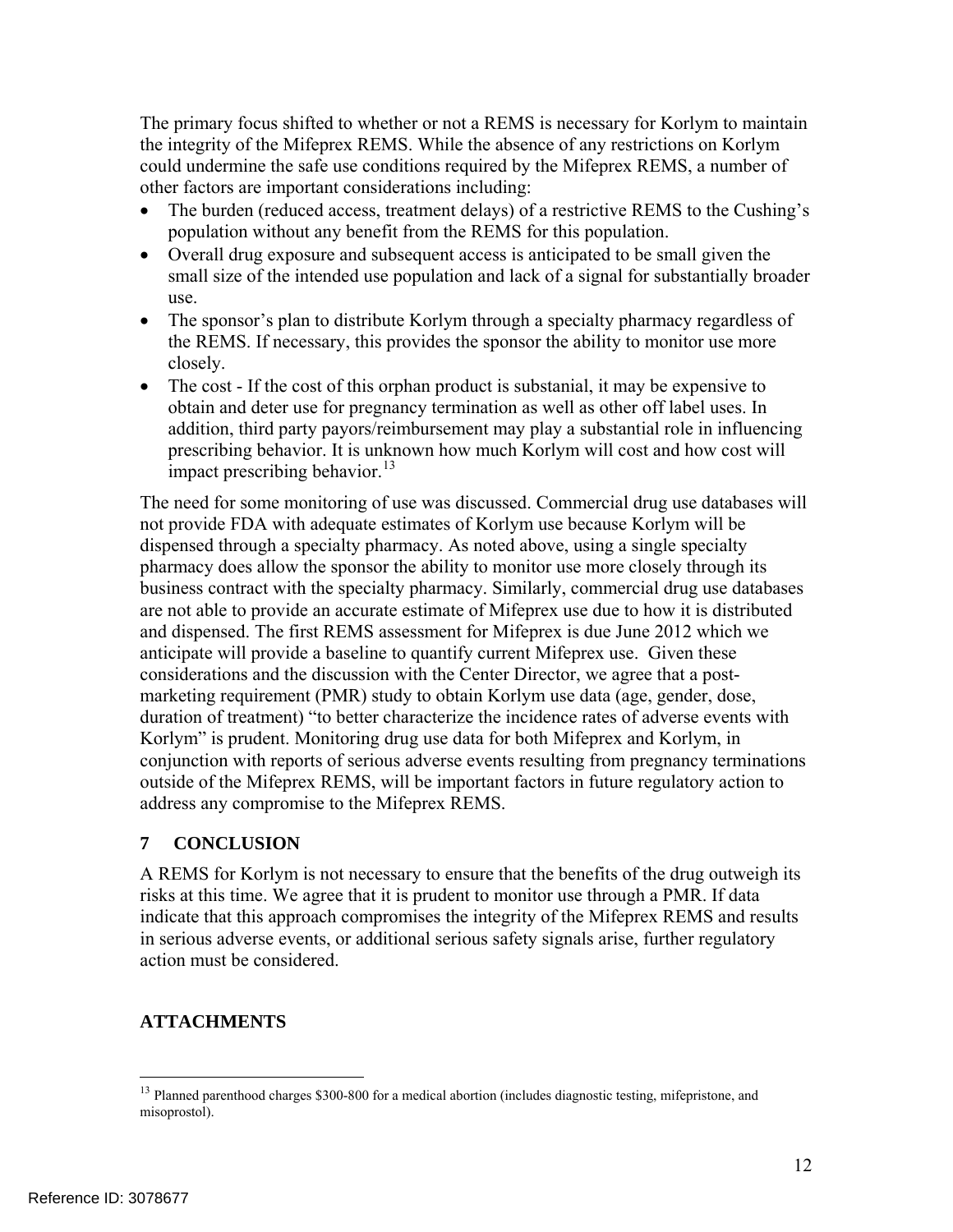The primary focus shifted to whether or not a REMS is necessary for Korlym to maintain the integrity of the Mifeprex REMS. While the absence of any restrictions on Korlym could undermine the safe use conditions required by the Mifeprex REMS, a number of other factors are important considerations including:

- The burden (reduced access, treatment delays) of a restrictive REMS to the Cushing's population without any benefit from the REMS for this population.
- Overall drug exposure and subsequent access is anticipated to be small given the small size of the intended use population and lack of a signal for substantially broader use.
- The sponsor's plan to distribute Korlym through a specialty pharmacy regardless of the REMS. If necessary, this provides the sponsor the ability to monitor use more closely.
- The cost - If the cost of this orphan product is substanial, it may be expensive to obtain and deter use for pregnancy termination as well as other off label uses. In addition, third party payors/reimbursement may play a substantial role in influencing prescribing behavior. It is unknown how much Korlym will cost and how cost will impact prescribing behavior.[13]

The need for some monitoring of use was discussed. Commercial drug use databases will not provide FDA with adequate estimates of Korlym use because Korlym will be dispensed through a specialty pharmacy. As noted above, using a single specialty pharmacy does allow the sponsor the ability to monitor use more closely through its business contract with the specialty pharmacy. Similarly, commercial drug use databases are not able to provide an accurate estimate of Mifeprex use due to how it is distributed and dispensed. The first REMS assessment for Mifeprex is due June 2012 which we anticipate will provide a baseline to quantify current Mifeprex use. Given these considerations and the discussion with the Center Director, we agree that a post-marketing requirement (PMR) study to obtain Korlym use data (age, gender, dose, duration of treatment) "to better characterize the incidence rates of adverse events with Korlym" is prudent. Monitoring drug use data for both Mifeprex and Korlym, in conjunction with reports of serious adverse events resulting from pregnancy terminations outside of the Mifeprex REMS, will be important factors in future regulatory action to address any compromise to the Mifeprex REMS.

## 7 CONCLUSION

A REMS for Korlym is not necessary to ensure that the benefits of the drug outweigh its risks at this time. We agree that it is prudent to monitor use through a PMR. If data indicate that this approach compromises the integrity of the Mifeprex REMS and results in serious adverse events, or additional serious safety signals arise, further regulatory action must be considered.

## ATTACHMENTS

[13] Planned parenthood charges $300-800 for a medical abortion (includes diagnostic testing, mifepristone, and misoprostol).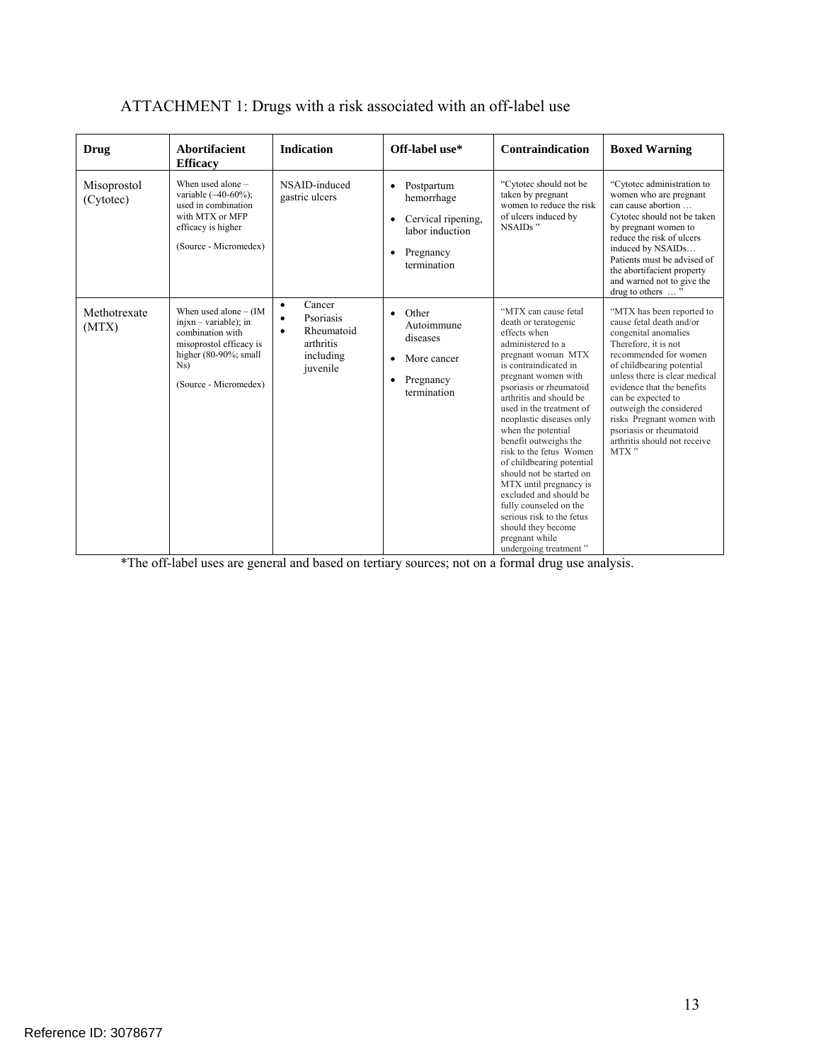ATTACHMENT 1: Drugs with a risk associated with an off-label use

| Drug | Abortifacient Efficacy | Indication | Off-label use* | Contraindication | Boxed Warning |
|---|---|---|---|---|---|
| Misoprostol (Cytotec) | When used alone – variable (~40-60%); used in combination with MTX or MFP efficacy is higher<br><br>(Source - Micromedex) | NSAID-induced gastric ulcers | • Postpartum hemorrhage<br>• Cervical ripening, labor induction<br>• Pregnancy termination | "Cytotec should not be taken by pregnant women to reduce the risk of ulcers induced by NSAIDs " | "Cytotec administration to women who are pregnant can cause abortion … Cytotec should not be taken by pregnant women to reduce the risk of ulcers induced by NSAIDs… Patients must be advised of the abortifacient property and warned not to give the drug to others … " |
| Methotrexate (MTX) | When used alone – (IM injxn – variable); in combination with misoprostol efficacy is higher (80-90%; small Ns)<br><br>(Source - Micromedex) | • Cancer<br>• Psoriasis<br>• Rheumatoid arthritis including juvenile | • Other Autoimmune diseases<br>• More cancer<br>• Pregnancy termination | "MTX can cause fetal death or teratogenic effects when administered to a pregnant woman MTX is contraindicated in pregnant women with psoriasis or rheumatoid arthritis and should be used in the treatment of neoplastic diseases only when the potential benefit outweighs the risk to the fetus Women of childbearing potential should not be started on MTX until pregnancy is excluded and should be fully counseled on the serious risk to the fetus should they become pregnant while undergoing treatment " | "MTX has been reported to cause fetal death and/or congenital anomalies Therefore, it is not recommended for women of childbearing potential unless there is clear medical evidence that the benefits can be expected to outweigh the considered risks Pregnant women with psoriasis or rheumatoid arthritis should not receive MTX " |

*The off-label uses are general and based on tertiary sources; not on a formal drug use analysis.

Reference ID: 3078677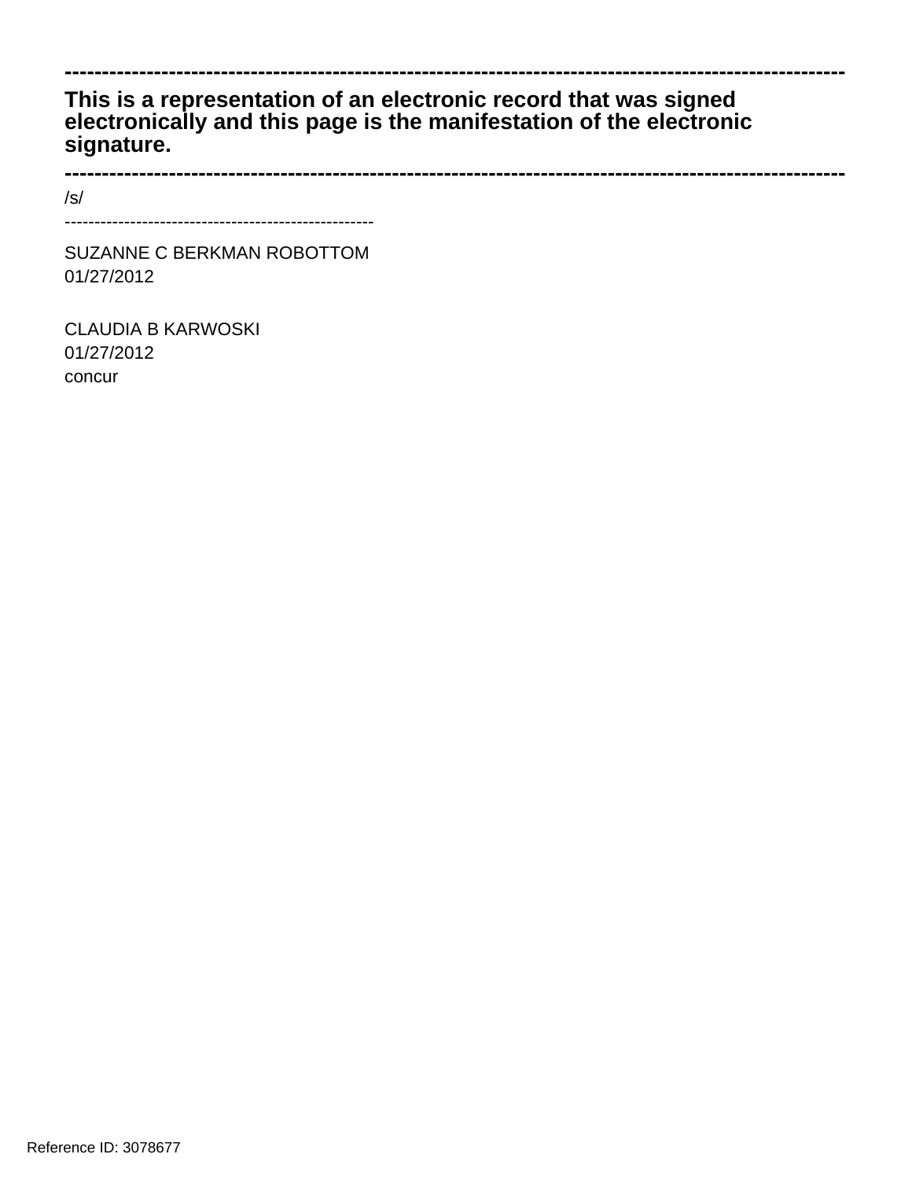---

**This is a representation of an electronic record that was signed electronically and this page is the manifestation of the electronic signature.**

---

/s/

----------------------------------------------------

SUZANNE C BERKMAN ROBOTTOM
01/27/2012

CLAUDIA B KARWOSKI
01/27/2012
concur

Reference ID: 3078677